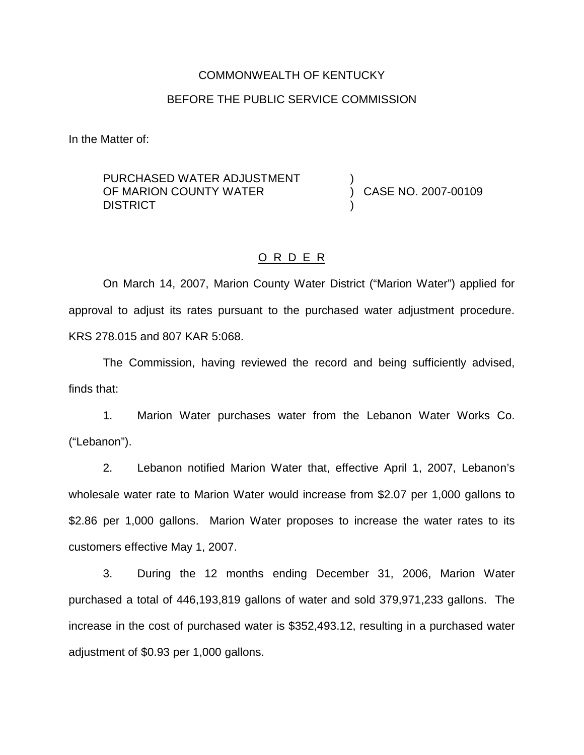COMMONWEALTH OF KENTUCKY

BEFORE THE PUBLIC SERVICE COMMISSION

In the Matter of:

PURCHASED WATER ADJUSTMENT OF MARION COUNTY WATER DISTRICT ) CASE NO. 2007-00109

## O R D E R

On March 14, 2007, Marion County Water District ("Marion Water") applied for approval to adjust its rates pursuant to the purchased water adjustment procedure. KRS 278.015 and 807 KAR 5:068.

The Commission, having reviewed the record and being sufficiently advised, finds that:

1. Marion Water purchases water from the Lebanon Water Works Co. ("Lebanon").

2. Lebanon notified Marion Water that, effective April 1, 2007, Lebanon's wholesale water rate to Marion Water would increase from $2.07 per 1,000 gallons to $2.86 per 1,000 gallons. Marion Water proposes to increase the water rates to its customers effective May 1, 2007.

3. During the 12 months ending December 31, 2006, Marion Water purchased a total of 446,193,819 gallons of water and sold 379,971,233 gallons. The increase in the cost of purchased water is $352,493.12, resulting in a purchased water adjustment of $0.93 per 1,000 gallons.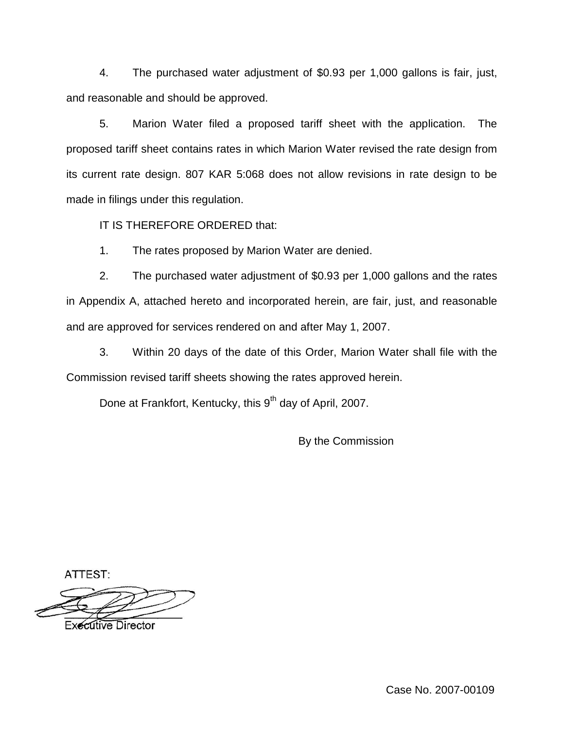4. The purchased water adjustment of $0.93 per 1,000 gallons is fair, just, and reasonable and should be approved.

5. Marion Water filed a proposed tariff sheet with the application. The proposed tariff sheet contains rates in which Marion Water revised the rate design from its current rate design. 807 KAR 5:068 does not allow revisions in rate design to be made in filings under this regulation.

IT IS THEREFORE ORDERED that:

1. The rates proposed by Marion Water are denied.

2. The purchased water adjustment of $0.93 per 1,000 gallons and the rates in Appendix A, attached hereto and incorporated herein, are fair, just, and reasonable and are approved for services rendered on and after May 1, 2007.

3. Within 20 days of the date of this Order, Marion Water shall file with the Commission revised tariff sheets showing the rates approved herein.

Done at Frankfort, Kentucky, this 9th day of April, 2007.

By the Commission

ATTEST:

Executive Director

Case No. 2007-00109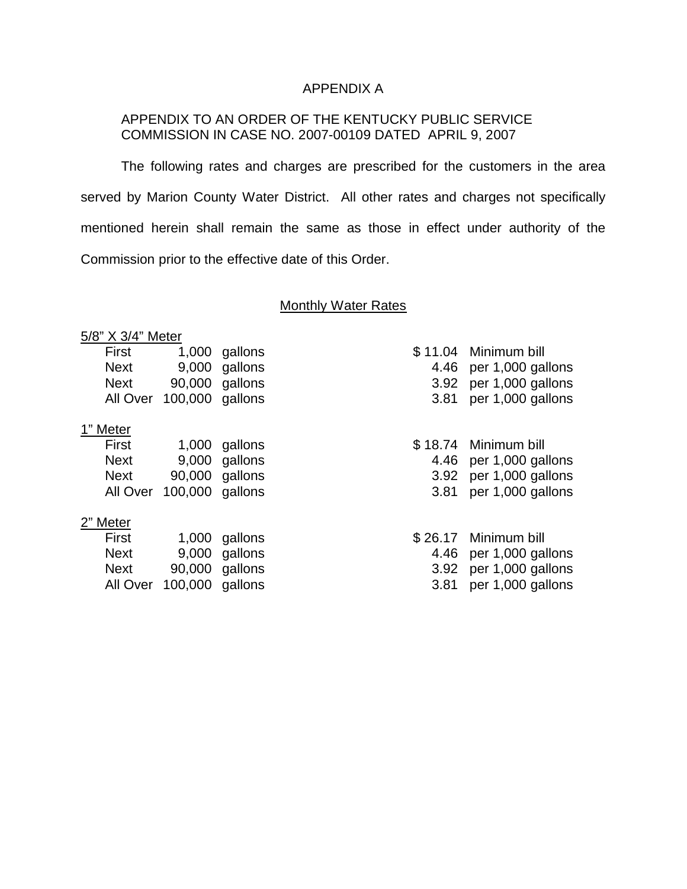# APPENDIX A

APPENDIX TO AN ORDER OF THE KENTUCKY PUBLIC SERVICE COMMISSION IN CASE NO. 2007-00109 DATED APRIL 9, 2007

The following rates and charges are prescribed for the customers in the area served by Marion County Water District. All other rates and charges not specifically mentioned herein shall remain the same as those in effect under authority of the Commission prior to the effective date of this Order.

## Monthly Water Rates

5/8" X 3/4" Meter

| | | | | |
|---|---|---|---|---|
| First | 1,000 | gallons | $ 11.04 | Minimum bill |
| Next | 9,000 | gallons | 4.46 | per 1,000 gallons |
| Next | 90,000 | gallons | 3.92 | per 1,000 gallons |
| All Over | 100,000 | gallons | 3.81 | per 1,000 gallons |

1" Meter

| | | | | |
|---|---|---|---|---|
| First | 1,000 | gallons | $ 18.74 | Minimum bill |
| Next | 9,000 | gallons | 4.46 | per 1,000 gallons |
| Next | 90,000 | gallons | 3.92 | per 1,000 gallons |
| All Over | 100,000 | gallons | 3.81 | per 1,000 gallons |

2" Meter

| | | | | |
|---|---|---|---|---|
| First | 1,000 | gallons | $ 26.17 | Minimum bill |
| Next | 9,000 | gallons | 4.46 | per 1,000 gallons |
| Next | 90,000 | gallons | 3.92 | per 1,000 gallons |
| All Over | 100,000 | gallons | 3.81 | per 1,000 gallons |